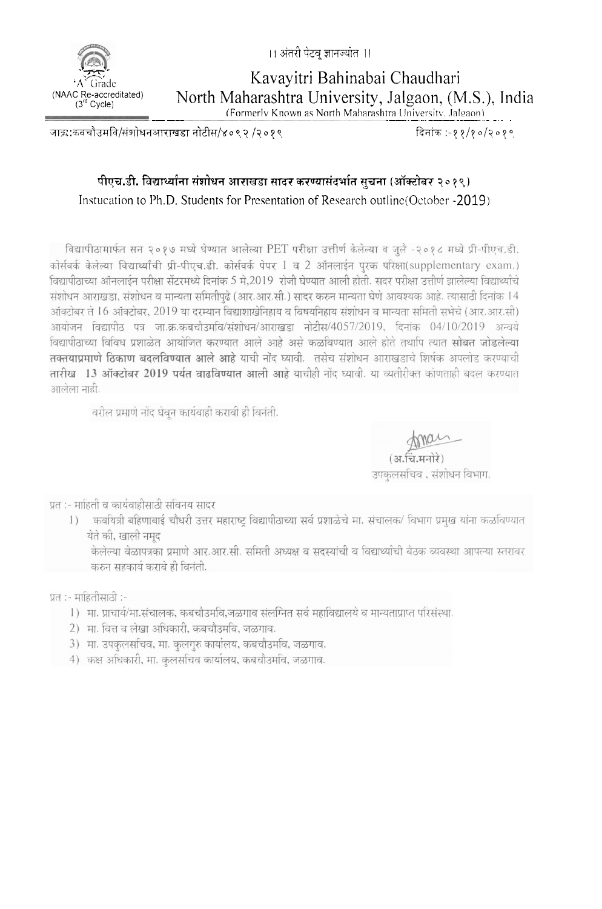।। अंतरी पेटवू ज्ञानज्योत ।।

'A' Grade
(NAAC Re-accreditated)
(3rd Cycle)

# Kavayitri Bahinabai Chaudhari North Maharashtra University, Jalgaon, (M.S.), India

(Formerly Known as North Maharashtra University, Jalgaon)

जाक्र:कबचौउमवि/संशोधनआराखडा नोटीस/४०९२ /२०१९

दिनांक :-११/१०/२०१९

## पीएच.डी. विद्यार्थ्यांना संशोधन आराखडा सादर करण्यासंदर्भात सुचना (ऑक्टोबर २०१९)

## Instucation to Ph.D. Students for Presentation of Research outline(October -2019)

विद्यापीठामार्फत सन २०१७ मध्ये घेण्यात आलेल्या PET परीक्षा उत्तीर्ण केलेल्या व जुलै -२०१८ मध्ये प्री-पीएच.डी. कोर्सवर्क केलेल्या विद्यार्थ्यांची प्री-पीएच.डी. कोर्सवर्क पेपर 1 व 2 ऑनलाईन पूरक परिक्षा(supplementary exam.) विद्यापीठाच्या ऑनलाईन परीक्षा सेंटरमध्ये दिनांक 5 मे,2019 रोजी घेण्यात आली होती. सदर परीक्षा उत्तीर्ण झालेल्या विद्यार्थ्यांचे संशोधन आराखडा, संशोधन व मान्यता समितीपुढे (आर.आर.सी.) सादर करुन मान्यता घेणे आवश्यक आहे. त्यासाठी दिनांक 14 ऑक्टोबर ते 16 ऑक्टोबर, 2019 या दरम्यान विद्याशाखेनिहाय व विषयनिहाय संशोधन व मान्यता समिती सभेचे (आर.आर.सी) आयोजन विद्यापीठ पत्र जा.क्र.कबचौउमवि/संशोधन/आराखडा नोटीस/4057/2019, दिनांक 04/10/2019 अन्वये विद्यापीठाच्या विविध प्रशाळेत आयोजित करण्यात आले आहे असे कळविण्यात आले होते तथापि त्यात **सोबत जोडलेल्या तक्तयाप्रमाणे ठिकाण बदलविण्यात आले आहे** याची नोंद घ्यावी. तसेच संशोधन आराखडाचे शिर्षक अपलोड करण्याची **तारीख 13 ऑक्टोबर 2019 पर्यत वाढविण्यात आली आहे** याचीही नोंद घ्यावी. या व्यतीरीक्त कोणताही बदल करण्यात आलेला नाही.

वरील प्रमाणे नोंद घेवून कार्यवाही करावी ही विनंती.

(अ.चिं.मनोरे)
उपकुलसचिव , संशोधन विभाग.

प्रत :- माहिती व कार्यवाहीसाठी सविनय सादर

1) कवयित्री बहिणाबाई चौधरी उत्तर महाराष्ट्र विद्यापीठाच्या सर्व प्रशाळेचे मा. संचालक/ विभाग प्रमुख यांना कळविण्यात येते की, खाली नमूद केलेल्या वेळापत्रका प्रमाणे आर.आर.सी. समिती अध्यक्ष व सदस्यांची व विद्यार्थ्यांची बैठक व्यवस्था आपल्या स्तरावर करुन सहकार्य करावे ही विनंती.

प्रत :- माहितीसाठी :-

1) मा. प्राचार्य/मा.संचालक, कबचौउमवि,जळगाव संलग्नित सर्व महाविद्यालये व मान्यताप्राप्त परिसंस्था.
2) मा. वित्त व लेखा अधिकारी, कबचौउमवि, जळगाव.
3) मा. उपकुलसचिव, मा. कुलगुरु कार्यालय, कबचौउमवि, जळगाव.
4) कक्ष अधिकारी, मा. कुलसचिव कार्यालय, कबचौउमवि, जळगाव.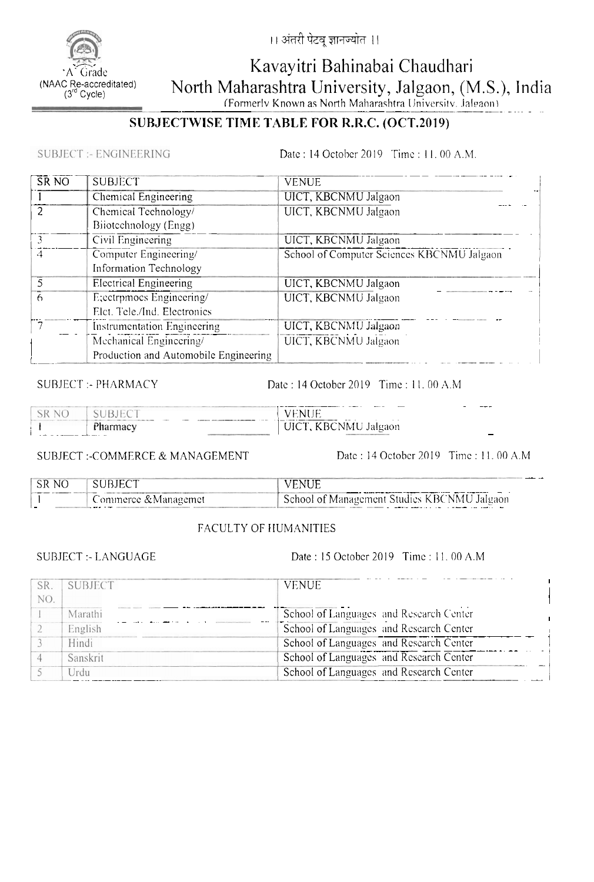।। अंतरी पेटवू ज्ञानज्योत ।।

'A' Grade
(NAAC Re-accredited)
(3rd Cycle)

# Kavayitri Bahinabai Chaudhari North Maharashtra University, Jalgaon, (M.S.), India

(Formerly Known as North Maharashtra University, Jalgaon)

## SUBJECTWISE TIME TABLE FOR R.R.C. (OCT.2019)

SUBJECT :- ENGINEERING    Date : 14 October 2019  Time : 11. 00 A.M.

| SR NO | SUBJECT | VENUE |
|---|---|---|
| 1 | Chemical Engineering | UICT, KBCNMU Jalgaon |
| 2 | Chemical Technology/ Biiotechnology (Engg) | UICT, KBCNMU Jalgaon |
| 3 | Civil Engineering | UICT, KBCNMU Jalgaon |
| 4 | Computer Engineering/ Information Technology | School of Computer Sciences KBCNMU Jalgaon |
| 5 | Electrical Engineering | UICT, KBCNMU Jalgaon |
| 6 | E;ectrpmocs Engineering/ Elct. Tele./Ind. Electronics | UICT, KBCNMU Jalgaon |
| 7 | Instrumentation Engineering | UICT, KBCNMU Jalgaon |
| | Mechanical Engineering/ Production and Automobile Engineering | UICT, KBCNMU Jalgaon |

SUBJECT :- PHARMACY    Date : 14 October 2019  Time : 11. 00 A.M

| SR NO | SUBJECT | VENUE |
|---|---|---|
| 1 | Pharmacy | UICT, KBCNMU Jalgaon |

SUBJECT :-COMMERCE & MANAGEMENT    Date : 14 October 2019  Time : 11. 00 A.M

| SR NO | SUBJECT | VENUE |
|---|---|---|
| 1 | Commerce &Managemet | School of Management Studies KBCNMU Jalgaon |

### FACULTY OF HUMANITIES

SUBJECT :- LANGUAGE    Date : 15 October 2019  Time : 11. 00 A.M

| SR. NO. | SUBJECT | VENUE |
|---|---|---|
| 1 | Marathi | School of Languages and Research Center |
| 2 | English | School of Languages and Research Center |
| 3 | Hindi | School of Languages and Research Center |
| 4 | Sanskrit | School of Languages and Research Center |
| 5 | Urdu | School of Languages and Research Center |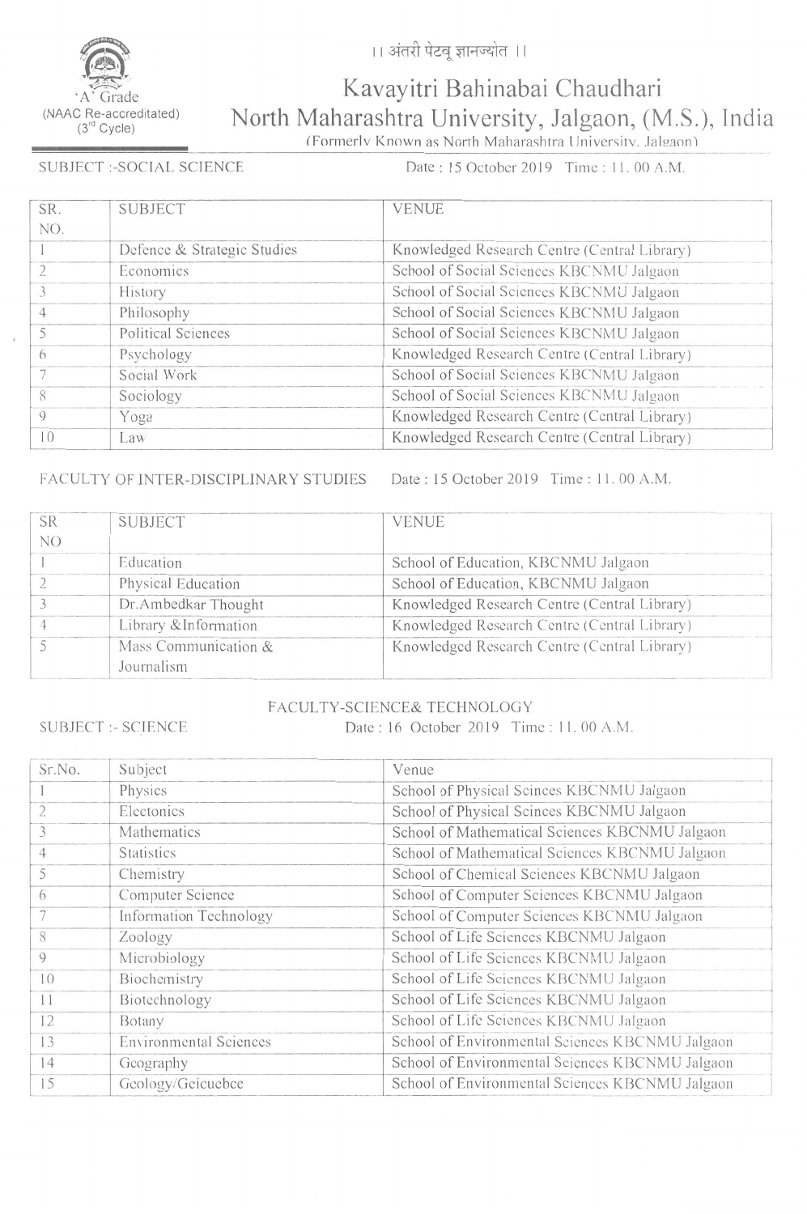।। अंतरी पेटवू ज्ञानज्योत ।।

'A' Grade
(NAAC Re-accreditated)
(3rd Cycle)

# Kavayitri Bahinabai Chaudhari North Maharashtra University, Jalgaon, (M.S.), India

(Formerly Known as North Maharashtra University, Jalgaon)

SUBJECT :-SOCIAL SCIENCE — Date : 15 October 2019 Time : 11. 00 A.M.

| SR. NO. | SUBJECT | VENUE |
|---|---|---|
| 1 | Defence & Strategic Studies | Knowledged Research Centre (Central Library) |
| 2 | Economics | School of Social Sciences KBCNMU Jalgaon |
| 3 | History | School of Social Sciences KBCNMU Jalgaon |
| 4 | Philosophy | School of Social Sciences KBCNMU Jalgaon |
| 5 | Political Sciences | School of Social Sciences KBCNMU Jalgaon |
| 6 | Psychology | Knowledged Research Centre (Central Library) |
| 7 | Social Work | School of Social Sciences KBCNMU Jalgaon |
| 8 | Sociology | School of Social Sciences KBCNMU Jalgaon |
| 9 | Yoga | Knowledged Research Centre (Central Library) |
| 10 | Law | Knowledged Research Centre (Central Library) |

FACULTY OF INTER-DISCIPLINARY STUDIES — Date : 15 October 2019 Time : 11. 00 A.M.

| SR NO | SUBJECT | VENUE |
|---|---|---|
| 1 | Education | School of Education, KBCNMU Jalgaon |
| 2 | Physical Education | School of Education, KBCNMU Jalgaon |
| 3 | Dr.Ambedkar Thought | Knowledged Research Centre (Central Library) |
| 4 | Library &Information | Knowledged Research Centre (Central Library) |
| 5 | Mass Communication & Journalism | Knowledged Research Centre (Central Library) |

FACULTY-SCIENCE& TECHNOLOGY

SUBJECT :- SCIENCE — Date : 16 October 2019 Time : 11. 00 A.M.

| Sr.No. | Subject | Venue |
|---|---|---|
| 1 | Physics | School of Physical Scinces KBCNMU Jalgaon |
| 2 | Electonics | School of Physical Scinces KBCNMU Jalgaon |
| 3 | Mathematics | School of Mathematical Sciences KBCNMU Jalgaon |
| 4 | Statistics | School of Mathematical Sciences KBCNMU Jalgaon |
| 5 | Chemistry | School of Chemical Sciences KBCNMU Jalgaon |
| 6 | Computer Science | School of Computer Sciences KBCNMU Jalgaon |
| 7 | Information Technology | School of Computer Sciences KBCNMU Jalgaon |
| 8 | Zoology | School of Life Sciences KBCNMU Jalgaon |
| 9 | Microbiology | School of Life Sciences KBCNMU Jalgaon |
| 10 | Biochemistry | School of Life Sciences KBCNMU Jalgaon |
| 11 | Biotechnology | School of Life Sciences KBCNMU Jalgaon |
| 12 | Botany | School of Life Sciences KBCNMU Jalgaon |
| 13 | Environmental Sciences | School of Environmental Sciences KBCNMU Jalgaon |
| 14 | Geography | School of Environmental Sciences KBCNMU Jalgaon |
| 15 | Geology/Geicuebce | School of Environmental Sciences KBCNMU Jalgaon |